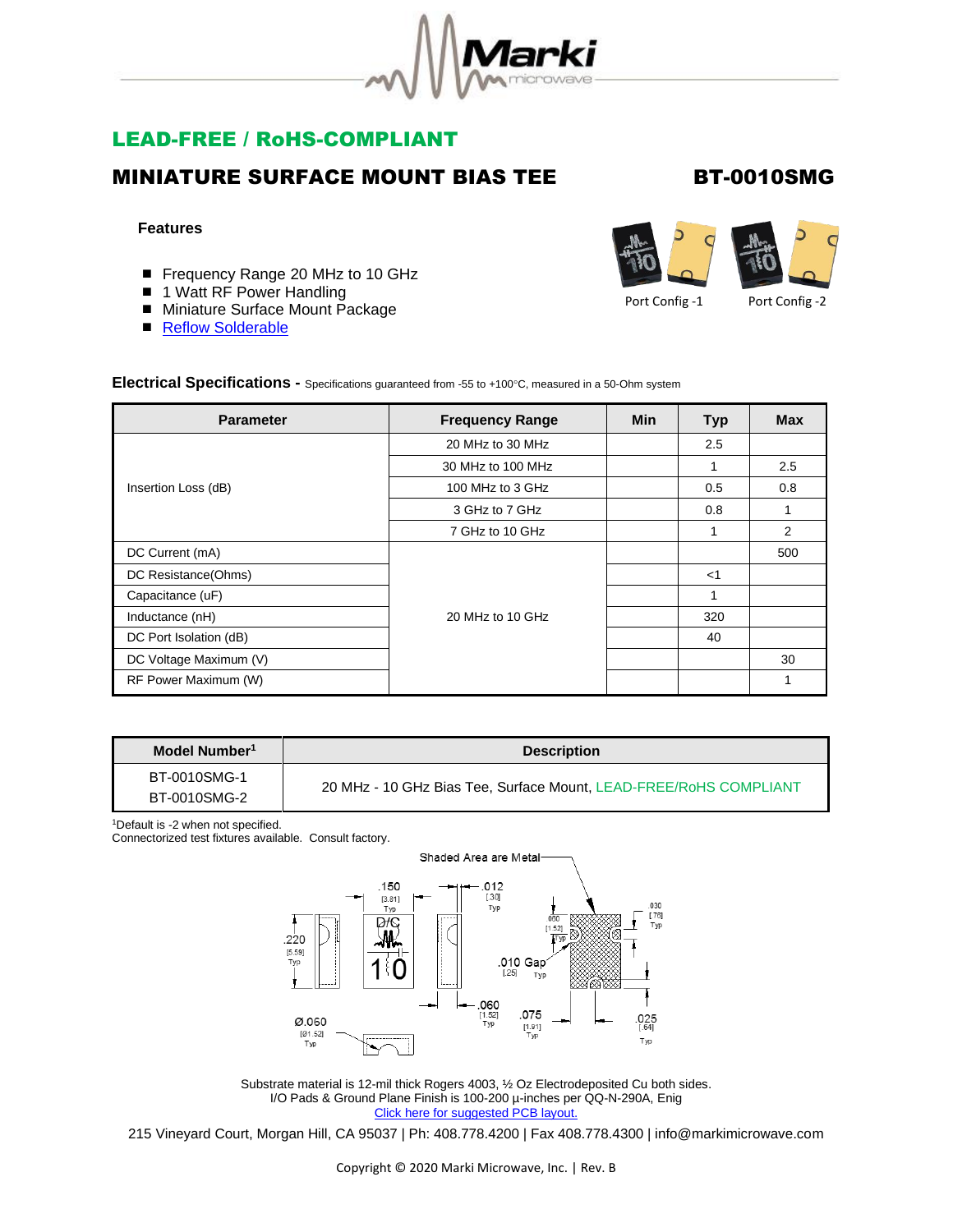# LEAD-FREE / RoHS-COMPLIANT

## MINIATURE SURFACE MOUNT BIAS TEE — BT-0010SMG

### Features

- Frequency Range 20 MHz to 10 GHz
- 1 Watt RF Power Handling
- Miniature Surface Mount Package
- Reflow Solderable

Port Config -1 Port Config -2

**Electrical Specifications -** Specifications guaranteed from -55 to +100°C, measured in a 50-Ohm system

| Parameter | Frequency Range | Min | Typ | Max |
|---|---|---|---|---|
| Insertion Loss (dB) | 20 MHz to 30 MHz | | 2.5 | |
| | 30 MHz to 100 MHz | | 1 | 2.5 |
| | 100 MHz to 3 GHz | | 0.5 | 0.8 |
| | 3 GHz to 7 GHz | | 0.8 | 1 |
| | 7 GHz to 10 GHz | | 1 | 2 |
| DC Current (mA) | 20 MHz to 10 GHz | | | 500 |
| DC Resistance(Ohms) | | | <1 | |
| Capacitance (uF) | | | 1 | |
| Inductance (nH) | | | 320 | |
| DC Port Isolation (dB) | | | 40 | |
| DC Voltage Maximum (V) | | | | 30 |
| RF Power Maximum (W) | | | | 1 |

| Model Number[1] | Description |
|---|---|
| BT-0010SMG-1<br>BT-0010SMG-2 | 20 MHz - 10 GHz Bias Tee, Surface Mount, LEAD-FREE/RoHS COMPLIANT |

[1]Default is -2 when not specified.
Connectorized test fixtures available. Consult factory.

Shaded Area are Metal

.150 [3.81] Typ; .012 [.30] Typ; .220 [5.59] Typ; .060 [1.52] Typ; .030 [.76] Typ; .010 Gap [.25] Typ; .060 [1.52] Typ; .075 [1.91] Typ; .025 [.64] Typ; Ø.060 [Ø1.52] Typ

Substrate material is 12-mil thick Rogers 4003, ½ Oz Electrodeposited Cu both sides.
I/O Pads & Ground Plane Finish is 100-200 µ-inches per QQ-N-290A, Enig
Click here for suggested PCB layout.

215 Vineyard Court, Morgan Hill, CA 95037 | Ph: 408.778.4200 | Fax 408.778.4300 | info@markimicrowave.com

Copyright © 2020 Marki Microwave, Inc. | Rev. B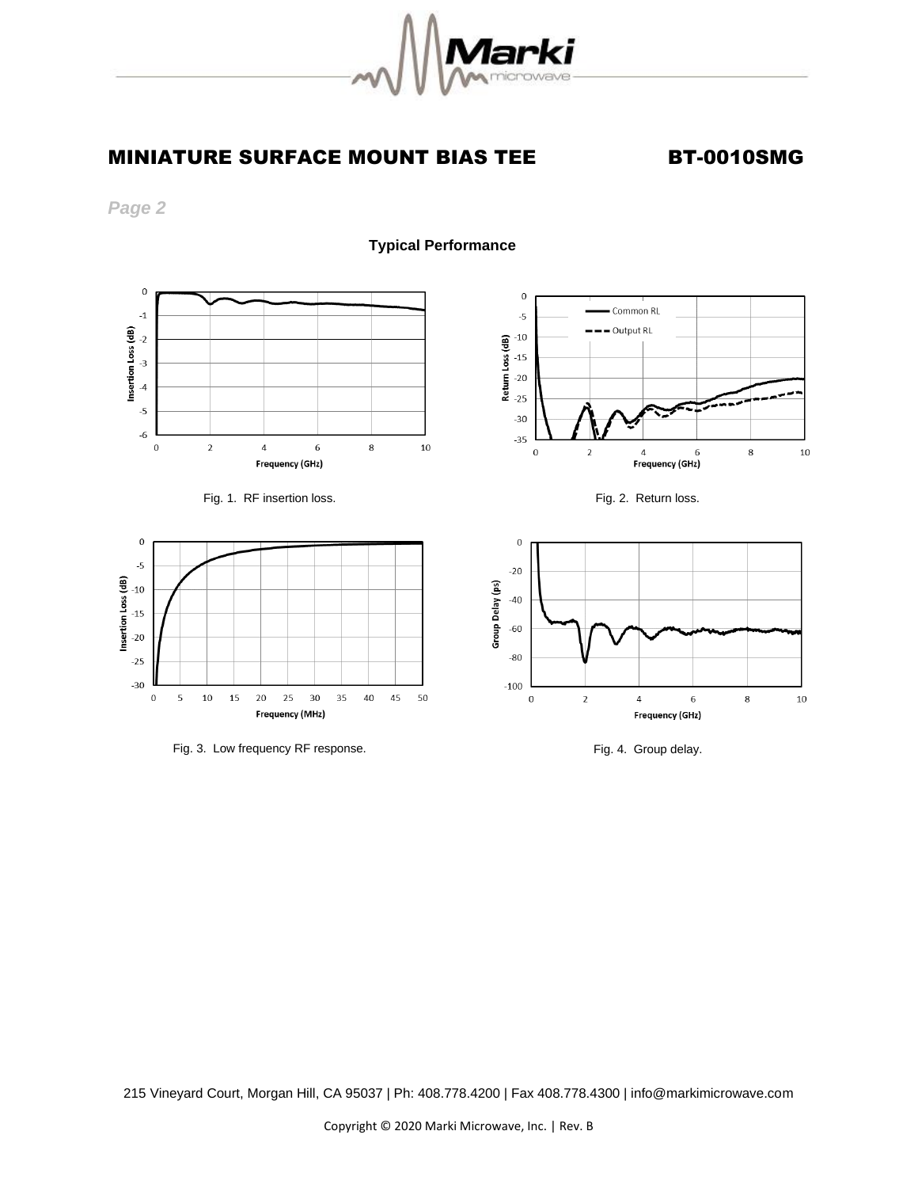## MINIATURE SURFACE MOUNT BIAS TEE BT-0010SMG

*Page 2*

### Typical Performance

Fig. 1. RF insertion loss.

Fig. 2. Return loss.

Fig. 3. Low frequency RF response.

Fig. 4. Group delay.

215 Vineyard Court, Morgan Hill, CA 95037 | Ph: 408.778.4200 | Fax 408.778.4300 | info@markimicrowave.com

Copyright © 2020 Marki Microwave, Inc. | Rev. B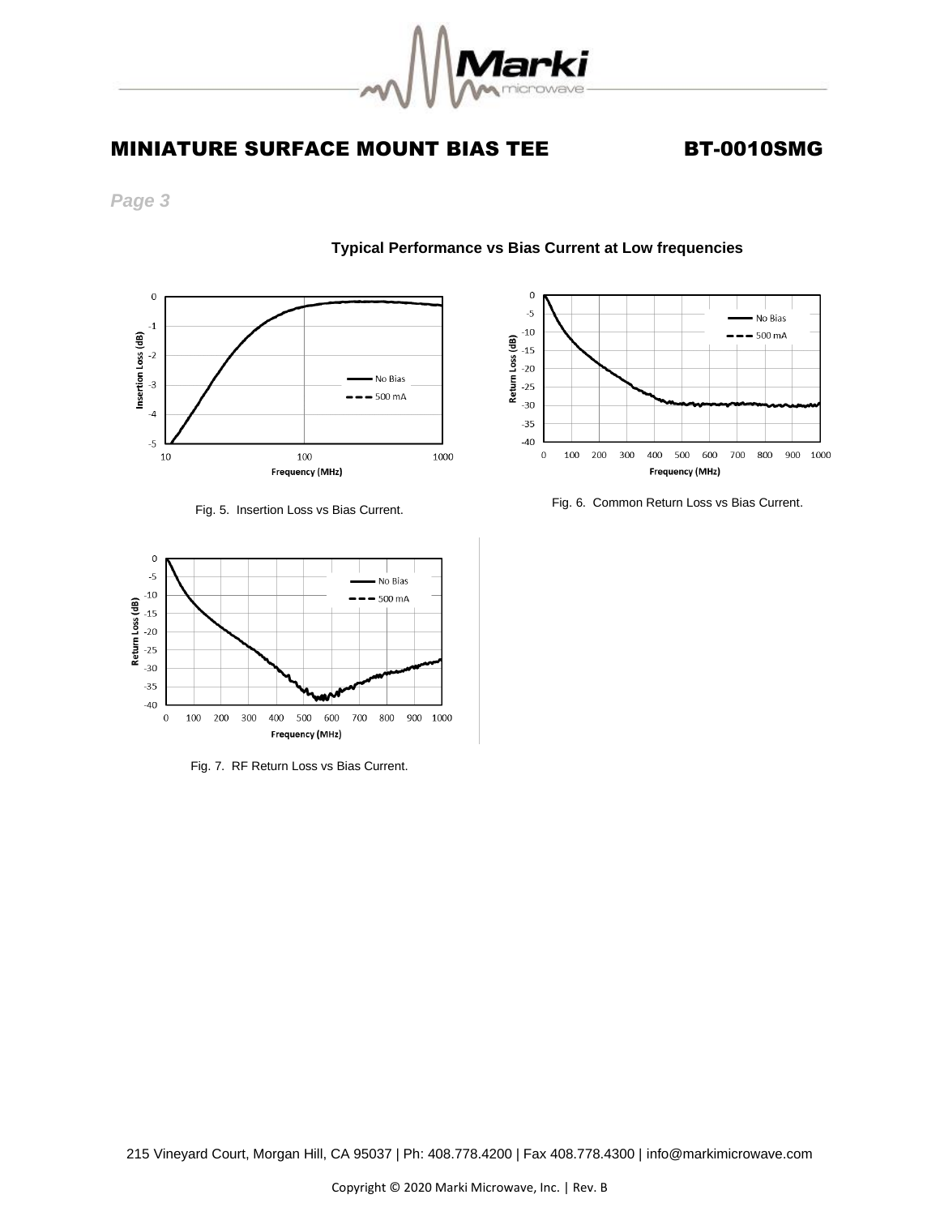## Typical Performance vs Bias Current at Low frequencies

Fig. 5. Insertion Loss vs Bias Current.

Fig. 6. Common Return Loss vs Bias Current.

Fig. 7. RF Return Loss vs Bias Current.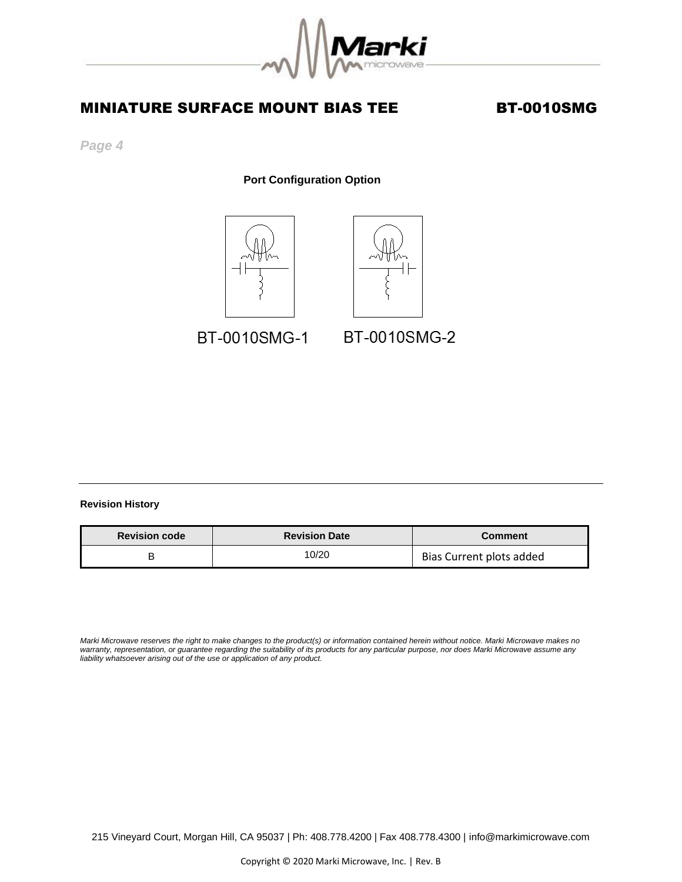# MINIATURE SURFACE MOUNT BIAS TEE BT-0010SMG

**Port Configuration Option**

BT-0010SMG-1

BT-0010SMG-2

**Revision History**

| Revision code | Revision Date | Comment |
|---|---|---|
| B | 10/20 | Bias Current plots added |

*Marki Microwave reserves the right to make changes to the product(s) or information contained herein without notice. Marki Microwave makes no warranty, representation, or guarantee regarding the suitability of its products for any particular purpose, nor does Marki Microwave assume any liability whatsoever arising out of the use or application of any product.*

215 Vineyard Court, Morgan Hill, CA 95037 | Ph: 408.778.4200 | Fax 408.778.4300 | info@markimicrowave.com

Copyright © 2020 Marki Microwave, Inc. | Rev. B